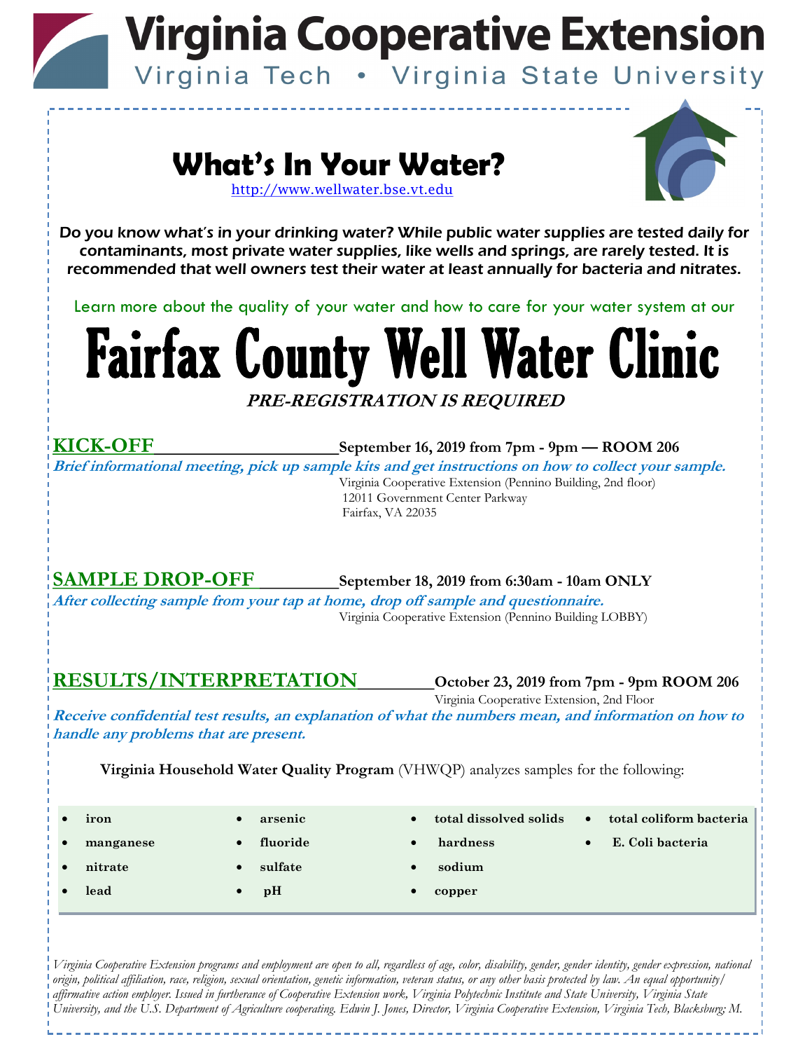# Virginia Cooperative Extension

Virginia Tech • Virginia State University

## What's In Your Water?

http://www.wellwater.bse.vt.edu

**Do you know what's in your drinking water? While public water supplies are tested daily for contaminants, most private water supplies, like wells and springs, are rarely tested. It is recommended that well owners test their water at least annually for bacteria and nitrates.**

Learn more about the quality of your water and how to care for your water system at our

# Fairfax County Well Water Clinic

***PRE-REGISTRATION IS REQUIRED***

**KICK-OFF** **September 16, 2019 from 7pm - 9pm — ROOM 206**

***Brief informational meeting, pick up sample kits and get instructions on how to collect your sample.***

Virginia Cooperative Extension (Pennino Building, 2nd floor)
12011 Government Center Parkway
Fairfax, VA 22035

**SAMPLE DROP-OFF** **September 18, 2019 from 6:30am - 10am ONLY**

***After collecting sample from your tap at home, drop off sample and questionnaire.***

Virginia Cooperative Extension (Pennino Building LOBBY)

**RESULTS/INTERPRETATION** **October 23, 2019 from 7pm - 9pm ROOM 206**

Virginia Cooperative Extension, 2nd Floor

***Receive confidential test results, an explanation of what the numbers mean, and information on how to handle any problems that are present.***

**Virginia Household Water Quality Program** (VHWQP) analyzes samples for the following:

- **iron**
- **manganese**
- **nitrate**
- **lead**
- **arsenic**
- **fluoride**
- **sulfate**
- **pH**
- **total dissolved solids**
- **hardness**
- **sodium**
- **copper**
- **total coliform bacteria**
- **E. Coli bacteria**

*Virginia Cooperative Extension programs and employment are open to all, regardless of age, color, disability, gender, gender identity, gender expression, national origin, political affiliation, race, religion, sexual orientation, genetic information, veteran status, or any other basis protected by law. An equal opportunity/affirmative action employer. Issued in furtherance of Cooperative Extension work, Virginia Polytechnic Institute and State University, Virginia State University, and the U.S. Department of Agriculture cooperating. Edwin J. Jones, Director, Virginia Cooperative Extension, Virginia Tech, Blacksburg; M.*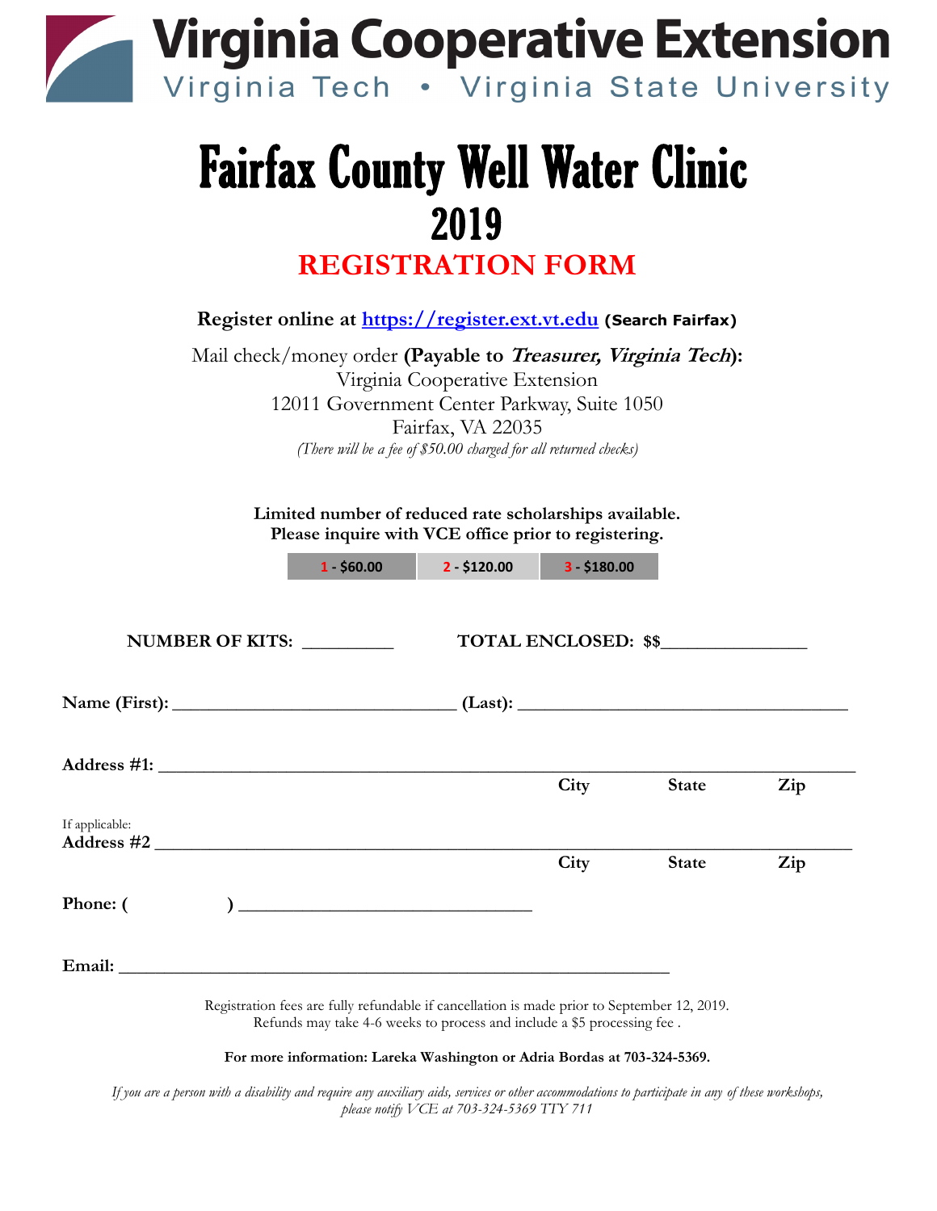Virginia Cooperative Extension

Virginia Tech • Virginia State University

# Fairfax County Well Water Clinic
# 2019
## REGISTRATION FORM

**Register online at [https://register.ext.vt.edu](https://register.ext.vt.edu) (Search Fairfax)**

Mail check/money order **(Payable to *Treasurer, Virginia Tech*):**
Virginia Cooperative Extension
12011 Government Center Parkway, Suite 1050
Fairfax, VA 22035
*(There will be a fee of $50.00 charged for all returned checks)*

**Limited number of reduced rate scholarships available.**
**Please inquire with VCE office prior to registering.**

| | | |
|---|---|---|
| 1 - $60.00 | 2 - $120.00 | 3 - $180.00 |

**NUMBER OF KITS:** __________ **TOTAL ENCLOSED: $$**________________

**Name (First):** ________________________________ **(Last):** ______________________________________

**Address #1:** ______________________________________________________________________________
City State Zip

If applicable:
**Address #2** ______________________________________________________________________________
City State Zip

**Phone: (** **)** _________________________________

**Email:** _____________________________________________________________

Registration fees are fully refundable if cancellation is made prior to September 12, 2019.
Refunds may take 4-6 weeks to process and include a $5 processing fee .

**For more information: Lareka Washington or Adria Bordas at 703-324-5369.**

*If you are a person with a disability and require any auxiliary aids, services or other accommodations to participate in any of these workshops, please notify VCE at 703-324-5369 TTY 711*